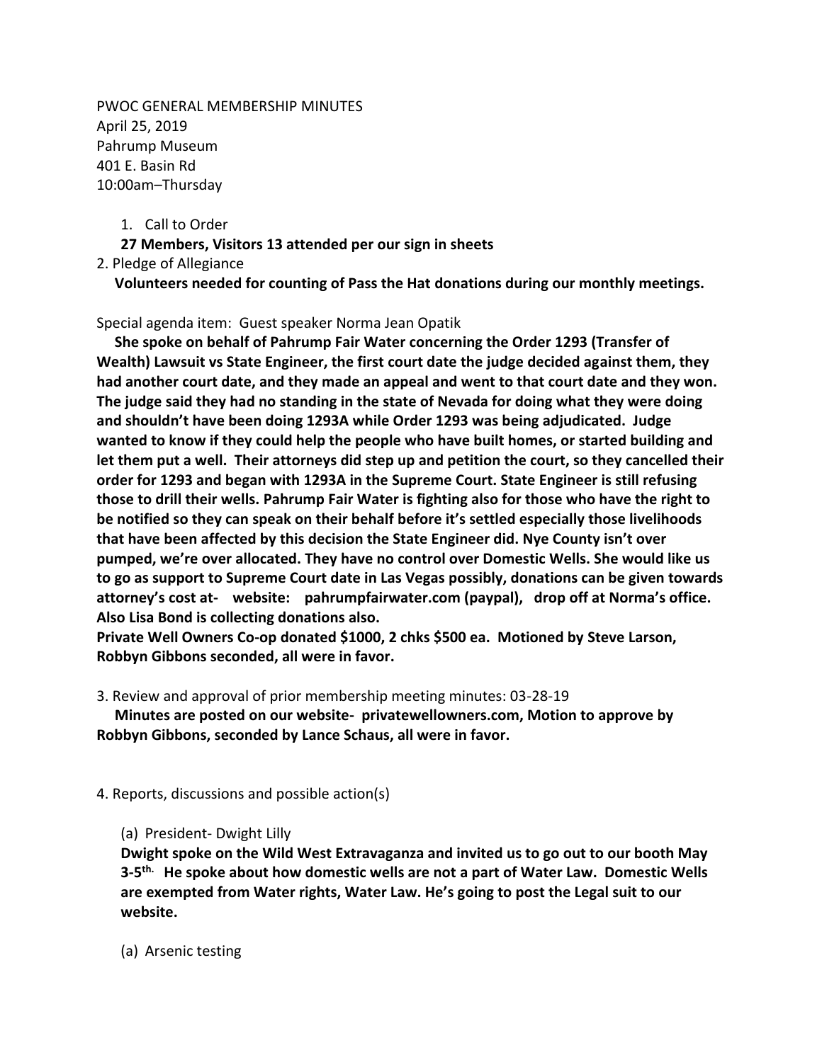PWOC GENERAL MEMBERSHIP MINUTES
April 25, 2019
Pahrump Museum
401 E. Basin Rd
10:00am–Thursday

1. Call to Order

**27 Members, Visitors 13 attended per our sign in sheets**

2. Pledge of Allegiance

**Volunteers needed for counting of Pass the Hat donations during our monthly meetings.**

Special agenda item: Guest speaker Norma Jean Opatik

**She spoke on behalf of Pahrump Fair Water concerning the Order 1293 (Transfer of Wealth) Lawsuit vs State Engineer, the first court date the judge decided against them, they had another court date, and they made an appeal and went to that court date and they won. The judge said they had no standing in the state of Nevada for doing what they were doing and shouldn't have been doing 1293A while Order 1293 was being adjudicated. Judge wanted to know if they could help the people who have built homes, or started building and let them put a well. Their attorneys did step up and petition the court, so they cancelled their order for 1293 and began with 1293A in the Supreme Court. State Engineer is still refusing those to drill their wells. Pahrump Fair Water is fighting also for those who have the right to be notified so they can speak on their behalf before it's settled especially those livelihoods that have been affected by this decision the State Engineer did. Nye County isn't over pumped, we're over allocated. They have no control over Domestic Wells. She would like us to go as support to Supreme Court date in Las Vegas possibly, donations can be given towards attorney's cost at- website: pahrumpfairwater.com (paypal), drop off at Norma's office. Also Lisa Bond is collecting donations also.**

**Private Well Owners Co-op donated $1000, 2 chks $500 ea. Motioned by Steve Larson, Robbyn Gibbons seconded, all were in favor.**

3. Review and approval of prior membership meeting minutes: 03-28-19

**Minutes are posted on our website- privatewellowners.com, Motion to approve by Robbyn Gibbons, seconded by Lance Schaus, all were in favor.**

4. Reports, discussions and possible action(s)

(a) President- Dwight Lilly

**Dwight spoke on the Wild West Extravaganza and invited us to go out to our booth May 3-5th. He spoke about how domestic wells are not a part of Water Law. Domestic Wells are exempted from Water rights, Water Law. He's going to post the Legal suit to our website.**

(a) Arsenic testing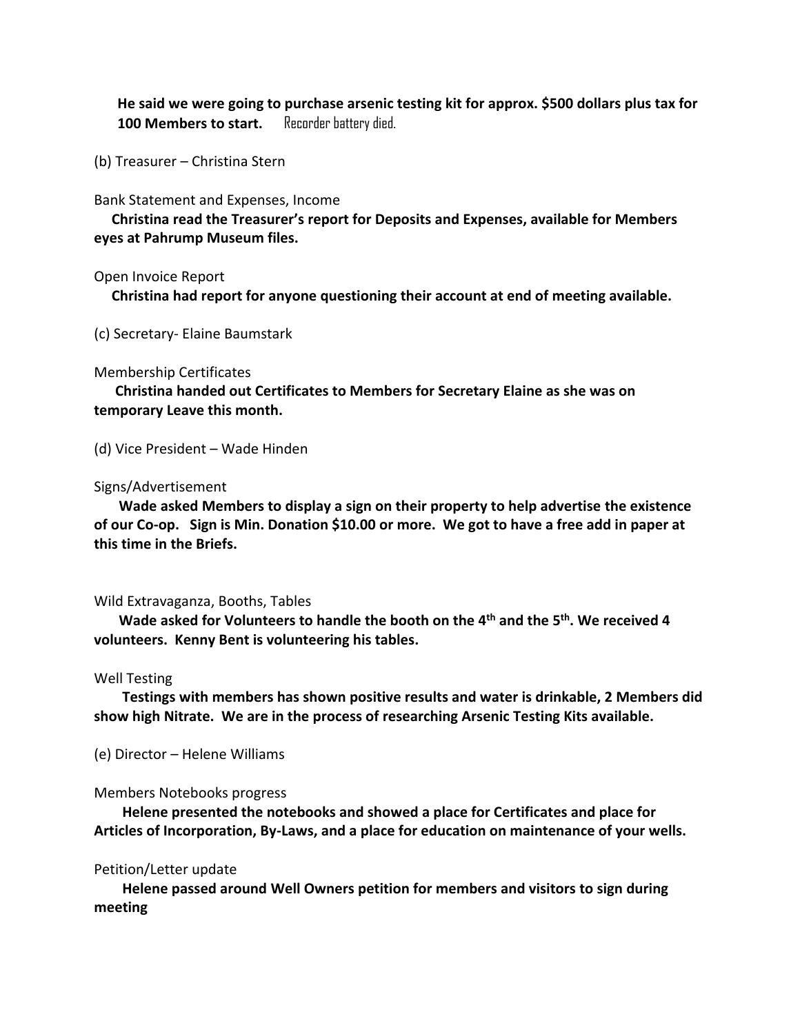**He said we were going to purchase arsenic testing kit for approx. $500 dollars plus tax for 100 Members to start.** Recorder battery died.

(b) Treasurer – Christina Stern

Bank Statement and Expenses, Income

**Christina read the Treasurer's report for Deposits and Expenses, available for Members eyes at Pahrump Museum files.**

Open Invoice Report

**Christina had report for anyone questioning their account at end of meeting available.**

(c) Secretary- Elaine Baumstark

Membership Certificates

**Christina handed out Certificates to Members for Secretary Elaine as she was on temporary Leave this month.**

(d) Vice President – Wade Hinden

Signs/Advertisement

**Wade asked Members to display a sign on their property to help advertise the existence of our Co-op. Sign is Min. Donation $10.00 or more. We got to have a free add in paper at this time in the Briefs.**

Wild Extravaganza, Booths, Tables

**Wade asked for Volunteers to handle the booth on the 4th and the 5th. We received 4 volunteers. Kenny Bent is volunteering his tables.**

Well Testing

**Testings with members has shown positive results and water is drinkable, 2 Members did show high Nitrate. We are in the process of researching Arsenic Testing Kits available.**

(e) Director – Helene Williams

Members Notebooks progress

**Helene presented the notebooks and showed a place for Certificates and place for Articles of Incorporation, By-Laws, and a place for education on maintenance of your wells.**

Petition/Letter update

**Helene passed around Well Owners petition for members and visitors to sign during meeting**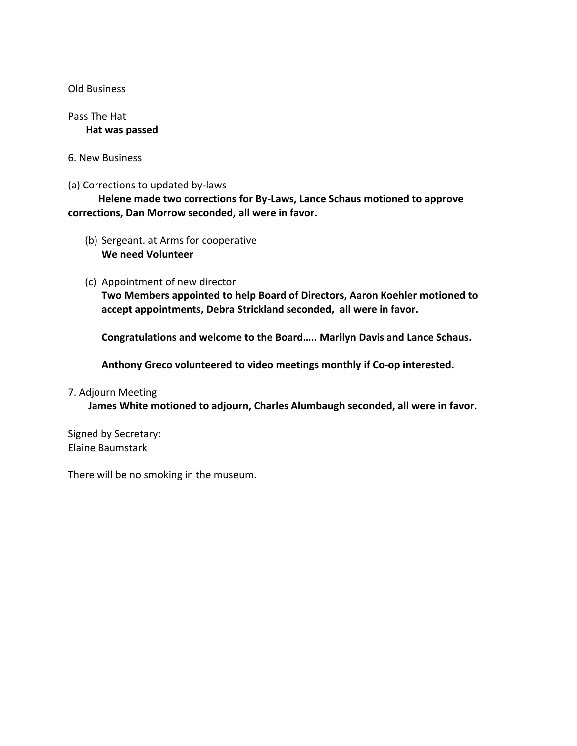Old Business

Pass The Hat

**Hat was passed**

6. New Business

(a) Corrections to updated by-laws

**Helene made two corrections for By-Laws, Lance Schaus motioned to approve corrections, Dan Morrow seconded, all were in favor.**

(b) Sergeant. at Arms for cooperative

**We need Volunteer**

(c) Appointment of new director

**Two Members appointed to help Board of Directors, Aaron Koehler motioned to accept appointments, Debra Strickland seconded, all were in favor.**

**Congratulations and welcome to the Board….. Marilyn Davis and Lance Schaus.**

**Anthony Greco volunteered to video meetings monthly if Co-op interested.**

7. Adjourn Meeting

**James White motioned to adjourn, Charles Alumbaugh seconded, all were in favor.**

Signed by Secretary:
Elaine Baumstark

There will be no smoking in the museum.